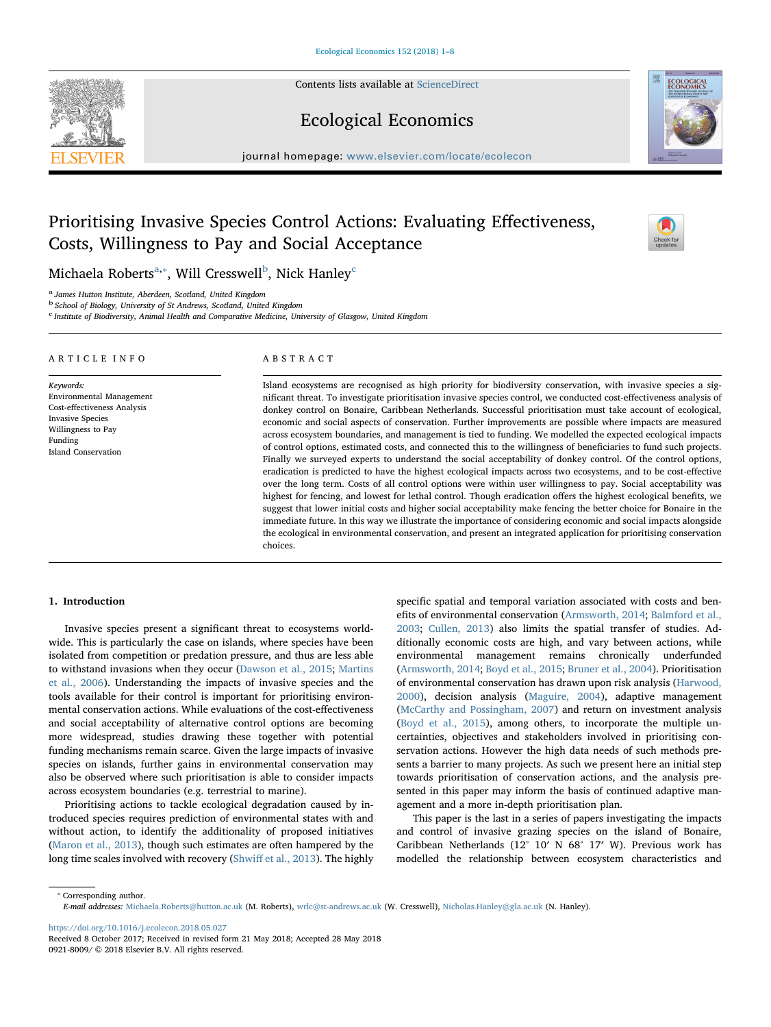# Prioritising Invasive Species Control Actions: Evaluating Effectiveness, Costs, Willingness to Pay and Social Acceptance

Michaela Roberts[a,*], Will Cresswell[b], Nick Hanley[c]

[a] James Hutton Institute, Aberdeen, Scotland, United Kingdom
[b] School of Biology, University of St Andrews, Scotland, United Kingdom
[c] Institute of Biodiversity, Animal Health and Comparative Medicine, University of Glasgow, United Kingdom

## ARTICLE INFO

*Keywords:*
Environmental Management
Cost-effectiveness Analysis
Invasive Species
Willingness to Pay
Funding
Island Conservation

## ABSTRACT

Island ecosystems are recognised as high priority for biodiversity conservation, with invasive species a significant threat. To investigate prioritisation invasive species control, we conducted cost-effectiveness analysis of donkey control on Bonaire, Caribbean Netherlands. Successful prioritisation must take account of ecological, economic and social aspects of conservation. Further improvements are possible where impacts are measured across ecosystem boundaries, and management is tied to funding. We modelled the expected ecological impacts of control options, estimated costs, and connected this to the willingness of beneficiaries to fund such projects. Finally we surveyed experts to understand the social acceptability of donkey control. Of the control options, eradication is predicted to have the highest ecological impacts across two ecosystems, and to be cost-effective over the long term. Costs of all control options were within user willingness to pay. Social acceptability was highest for fencing, and lowest for lethal control. Though eradication offers the highest ecological benefits, we suggest that lower initial costs and higher social acceptability make fencing the better choice for Bonaire in the immediate future. In this way we illustrate the importance of considering economic and social impacts alongside the ecological in environmental conservation, and present an integrated application for prioritising conservation choices.

## 1. Introduction

Invasive species present a significant threat to ecosystems worldwide. This is particularly the case on islands, where species have been isolated from competition or predation pressure, and thus are less able to withstand invasions when they occur (Dawson et al., 2015; Martins et al., 2006). Understanding the impacts of invasive species and the tools available for their control is important for prioritising environmental conservation actions. While evaluations of the cost-effectiveness and social acceptability of alternative control options are becoming more widespread, studies drawing these together with potential funding mechanisms remain scarce. Given the large impacts of invasive species on islands, further gains in environmental conservation may also be observed where such prioritisation is able to consider impacts across ecosystem boundaries (e.g. terrestrial to marine).

Prioritising actions to tackle ecological degradation caused by introduced species requires prediction of environmental states with and without action, to identify the additionality of proposed initiatives (Maron et al., 2013), though such estimates are often hampered by the long time scales involved with recovery (Shwiff et al., 2013). The highly specific spatial and temporal variation associated with costs and benefits of environmental conservation (Armsworth, 2014; Balmford et al., 2003; Cullen, 2013) also limits the spatial transfer of studies. Additionally economic costs are high, and vary between actions, while environmental management remains chronically underfunded (Armsworth, 2014; Boyd et al., 2015; Bruner et al., 2004). Prioritisation of environmental conservation has drawn upon risk analysis (Harwood, 2000), decision analysis (Maguire, 2004), adaptive management (McCarthy and Possingham, 2007) and return on investment analysis (Boyd et al., 2015), among others, to incorporate the multiple uncertainties, objectives and stakeholders involved in prioritising conservation actions. However the high data needs of such methods presents a barrier to many projects. As such we present here an initial step towards prioritisation of conservation actions, and the analysis presented in this paper may inform the basis of continued adaptive management and a more in-depth prioritisation plan.

This paper is the last in a series of papers investigating the impacts and control of invasive grazing species on the island of Bonaire, Caribbean Netherlands (12° 10′ N 68° 17′ W). Previous work has modelled the relationship between ecosystem characteristics and

---

* Corresponding author.
*E-mail addresses:* Michaela.Roberts@hutton.ac.uk (M. Roberts), wrlc@st-andrews.ac.uk (W. Cresswell), Nicholas.Hanley@gla.ac.uk (N. Hanley).

https://doi.org/10.1016/j.ecolecon.2018.05.027
Received 8 October 2017; Received in revised form 21 May 2018; Accepted 28 May 2018
0921-8009/ © 2018 Elsevier B.V. All rights reserved.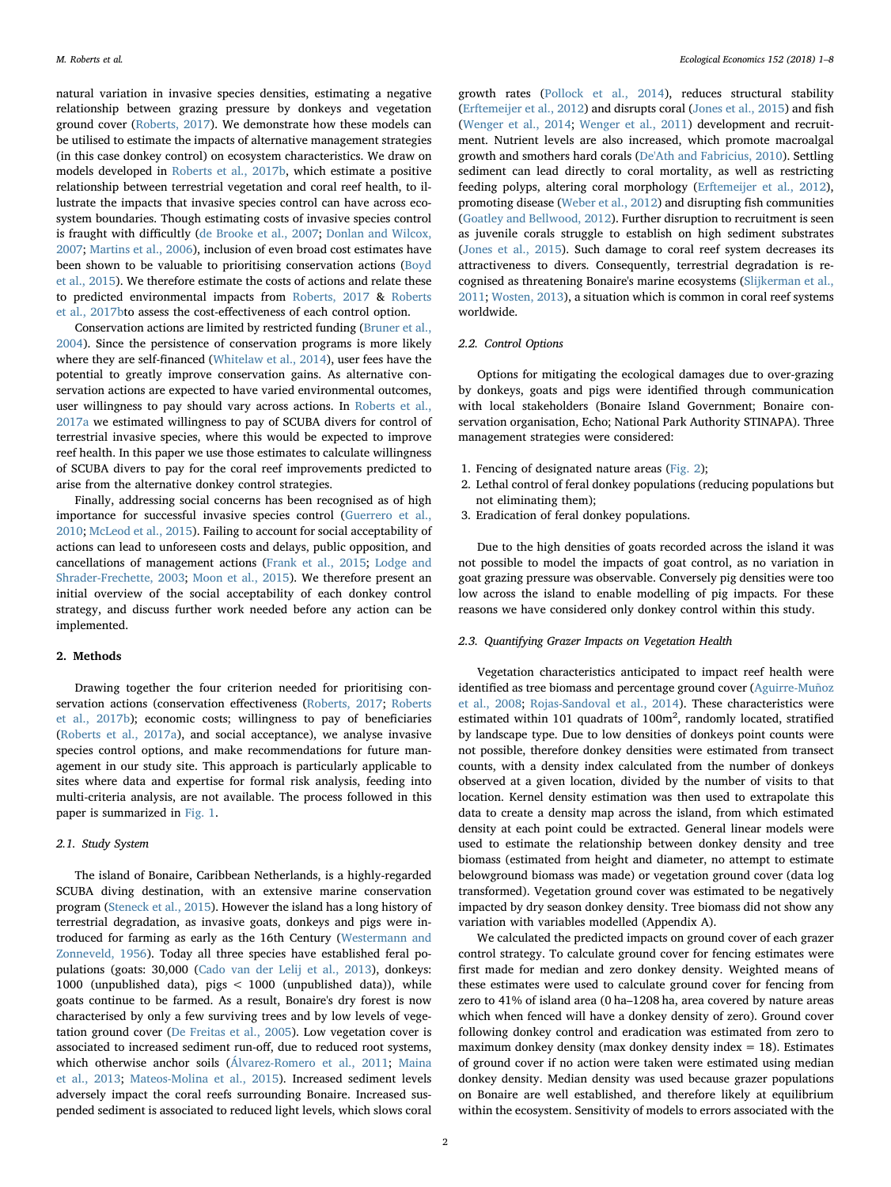natural variation in invasive species densities, estimating a negative relationship between grazing pressure by donkeys and vegetation ground cover (Roberts, 2017). We demonstrate how these models can be utilised to estimate the impacts of alternative management strategies (in this case donkey control) on ecosystem characteristics. We draw on models developed in Roberts et al., 2017b, which estimate a positive relationship between terrestrial vegetation and coral reef health, to illustrate the impacts that invasive species control can have across ecosystem boundaries. Though estimating costs of invasive species control is fraught with difficultly (de Brooke et al., 2007; Donlan and Wilcox, 2007; Martins et al., 2006), inclusion of even broad cost estimates have been shown to be valuable to prioritising conservation actions (Boyd et al., 2015). We therefore estimate the costs of actions and relate these to predicted environmental impacts from Roberts, 2017 & Roberts et al., 2017bto assess the cost-effectiveness of each control option.

Conservation actions are limited by restricted funding (Bruner et al., 2004). Since the persistence of conservation programs is more likely where they are self-financed (Whitelaw et al., 2014), user fees have the potential to greatly improve conservation gains. As alternative conservation actions are expected to have varied environmental outcomes, user willingness to pay should vary across actions. In Roberts et al., 2017a we estimated willingness to pay of SCUBA divers for control of terrestrial invasive species, where this would be expected to improve reef health. In this paper we use those estimates to calculate willingness of SCUBA divers to pay for the coral reef improvements predicted to arise from the alternative donkey control strategies.

Finally, addressing social concerns has been recognised as of high importance for successful invasive species control (Guerrero et al., 2010; McLeod et al., 2015). Failing to account for social acceptability of actions can lead to unforeseen costs and delays, public opposition, and cancellations of management actions (Frank et al., 2015; Lodge and Shrader-Frechette, 2003; Moon et al., 2015). We therefore present an initial overview of the social acceptability of each donkey control strategy, and discuss further work needed before any action can be implemented.

## 2. Methods

Drawing together the four criterion needed for prioritising conservation actions (conservation effectiveness (Roberts, 2017; Roberts et al., 2017b); economic costs; willingness to pay of beneficiaries (Roberts et al., 2017a), and social acceptance), we analyse invasive species control options, and make recommendations for future management in our study site. This approach is particularly applicable to sites where data and expertise for formal risk analysis, feeding into multi-criteria analysis, are not available. The process followed in this paper is summarized in Fig. 1.

### 2.1. Study System

The island of Bonaire, Caribbean Netherlands, is a highly-regarded SCUBA diving destination, with an extensive marine conservation program (Steneck et al., 2015). However the island has a long history of terrestrial degradation, as invasive goats, donkeys and pigs were introduced for farming as early as the 16th Century (Westermann and Zonneveld, 1956). Today all three species have established feral populations (goats: 30,000 (Cado van der Lelij et al., 2013), donkeys: 1000 (unpublished data), pigs < 1000 (unpublished data)), while goats continue to be farmed. As a result, Bonaire's dry forest is now characterised by only a few surviving trees and by low levels of vegetation ground cover (De Freitas et al., 2005). Low vegetation cover is associated to increased sediment run-off, due to reduced root systems, which otherwise anchor soils (Álvarez-Romero et al., 2011; Maina et al., 2013; Mateos-Molina et al., 2015). Increased sediment levels adversely impact the coral reefs surrounding Bonaire. Increased suspended sediment is associated to reduced light levels, which slows coral growth rates (Pollock et al., 2014), reduces structural stability (Erftemeijer et al., 2012) and disrupts coral (Jones et al., 2015) and fish (Wenger et al., 2014; Wenger et al., 2011) development and recruitment. Nutrient levels are also increased, which promote macroalgal growth and smothers hard corals (De'Ath and Fabricius, 2010). Settling sediment can lead directly to coral mortality, as well as restricting feeding polyps, altering coral morphology (Erftemeijer et al., 2012), promoting disease (Weber et al., 2012) and disrupting fish communities (Goatley and Bellwood, 2012). Further disruption to recruitment is seen as juvenile corals struggle to establish on high sediment substrates (Jones et al., 2015). Such damage to coral reef system decreases its attractiveness to divers. Consequently, terrestrial degradation is recognised as threatening Bonaire's marine ecosystems (Slijkerman et al., 2011; Wosten, 2013), a situation which is common in coral reef systems worldwide.

### 2.2. Control Options

Options for mitigating the ecological damages due to over-grazing by donkeys, goats and pigs were identified through communication with local stakeholders (Bonaire Island Government; Bonaire conservation organisation, Echo; National Park Authority STINAPA). Three management strategies were considered:

1. Fencing of designated nature areas (Fig. 2);
2. Lethal control of feral donkey populations (reducing populations but not eliminating them);
3. Eradication of feral donkey populations.

Due to the high densities of goats recorded across the island it was not possible to model the impacts of goat control, as no variation in goat grazing pressure was observable. Conversely pig densities were too low across the island to enable modelling of pig impacts. For these reasons we have considered only donkey control within this study.

### 2.3. Quantifying Grazer Impacts on Vegetation Health

Vegetation characteristics anticipated to impact reef health were identified as tree biomass and percentage ground cover (Aguirre-Muñoz et al., 2008; Rojas-Sandoval et al., 2014). These characteristics were estimated within 101 quadrats of $100m^2$, randomly located, stratified by landscape type. Due to low densities of donkeys point counts were not possible, therefore donkey densities were estimated from transect counts, with a density index calculated from the number of donkeys observed at a given location, divided by the number of visits to that location. Kernel density estimation was then used to extrapolate this data to create a density map across the island, from which estimated density at each point could be extracted. General linear models were used to estimate the relationship between donkey density and tree biomass (estimated from height and diameter, no attempt to estimate belowground biomass was made) or vegetation ground cover (data log transformed). Vegetation ground cover was estimated to be negatively impacted by dry season donkey density. Tree biomass did not show any variation with variables modelled (Appendix A).

We calculated the predicted impacts on ground cover of each grazer control strategy. To calculate ground cover for fencing estimates were first made for median and zero donkey density. Weighted means of these estimates were used to calculate ground cover for fencing from zero to 41% of island area (0 ha–1208 ha, area covered by nature areas which when fenced will have a donkey density of zero). Ground cover following donkey control and eradication was estimated from zero to maximum donkey density (max donkey density index = 18). Estimates of ground cover if no action were taken were estimated using median donkey density. Median density was used because grazer populations on Bonaire are well established, and therefore likely at equilibrium within the ecosystem. Sensitivity of models to errors associated with the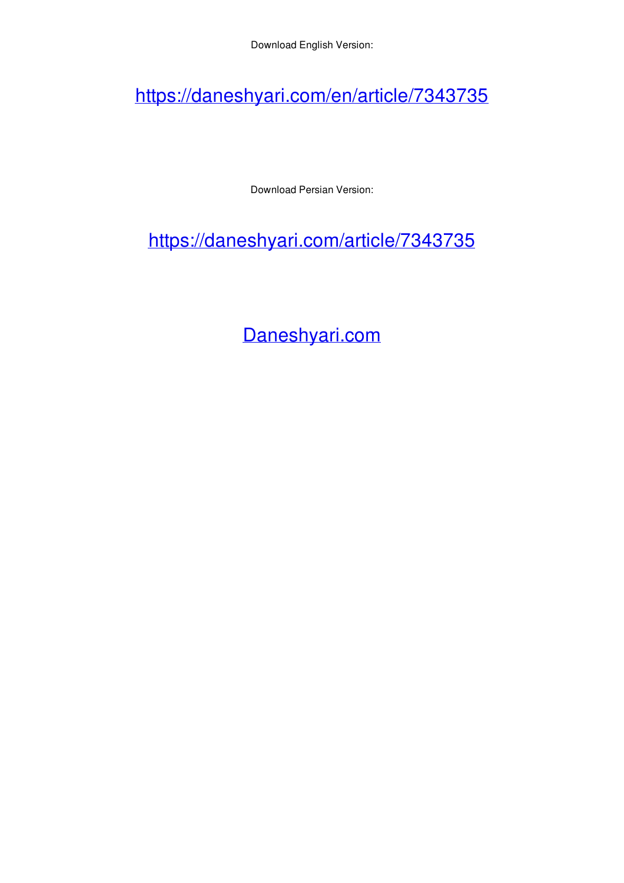Download English Version:

https://daneshyari.com/en/article/7343735

Download Persian Version:

https://daneshyari.com/article/7343735

Daneshyari.com